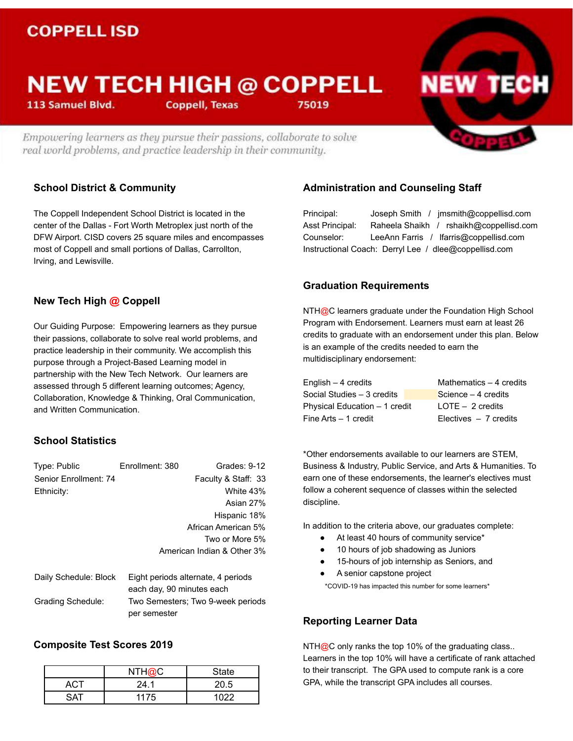COPPELL ISD

# NEW TECH HIGH @ COPPELL

113 Samuel Blvd. Coppell, Texas 75019

*Empowering learners as they pursue their passions, collaborate to solve real world problems, and practice leadership in their community.*

## School District & Community

The Coppell Independent School District is located in the center of the Dallas - Fort Worth Metroplex just north of the DFW Airport. CISD covers 25 square miles and encompasses most of Coppell and small portions of Dallas, Carrollton, Irving, and Lewisville.

## New Tech High @ Coppell

Our Guiding Purpose: Empowering learners as they pursue their passions, collaborate to solve real world problems, and practice leadership in their community. We accomplish this purpose through a Project-Based Learning model in partnership with the New Tech Network. Our learners are assessed through 5 different learning outcomes; Agency, Collaboration, Knowledge & Thinking, Oral Communication, and Written Communication.

## School Statistics

Type: Public
Enrollment: 380
Grades: 9-12
Senior Enrollment: 74
Faculty & Staff: 33

Ethnicity:
- White 43%
- Asian 27%
- Hispanic 18%
- African American 5%
- Two or More 5%
- American Indian & Other 3%

Daily Schedule: Block — Eight periods alternate, 4 periods each day, 90 minutes each

Grading Schedule: Two Semesters; Two 9-week periods per semester

## Composite Test Scores 2019

| | NTH@C | State |
|---|---|---|
| ACT | 24.1 | 20.5 |
| SAT | 1175 | 1022 |

## Administration and Counseling Staff

Principal: Joseph Smith / jmsmith@coppellisd.com
Asst Principal: Raheela Shaikh / rshaikh@coppellisd.com
Counselor: LeeAnn Farris / lfarris@coppellisd.com
Instructional Coach: Derryl Lee / dlee@coppellisd.com

## Graduation Requirements

NTH@C learners graduate under the Foundation High School Program with Endorsement. Learners must earn at least 26 credits to graduate with an endorsement under this plan. Below is an example of the credits needed to earn the multidisciplinary endorsement:

| | |
|---|---|
| English – 4 credits | Mathematics – 4 credits |
| Social Studies – 3 credits | Science – 4 credits |
| Physical Education – 1 credit | LOTE – 2 credits |
| Fine Arts – 1 credit | Electives – 7 credits |

*Other endorsements available to our learners are STEM, Business & Industry, Public Service, and Arts & Humanities. To earn one of these endorsements, the learner's electives must follow a coherent sequence of classes within the selected discipline.

In addition to the criteria above, our graduates complete:

- At least 40 hours of community service*
- 10 hours of job shadowing as Juniors
- 15-hours of job internship as Seniors, and
- A senior capstone project

*COVID-19 has impacted this number for some learners*

## Reporting Learner Data

NTH@C only ranks the top 10% of the graduating class.. Learners in the top 10% will have a certificate of rank attached to their transcript. The GPA used to compute rank is a core GPA, while the transcript GPA includes all courses.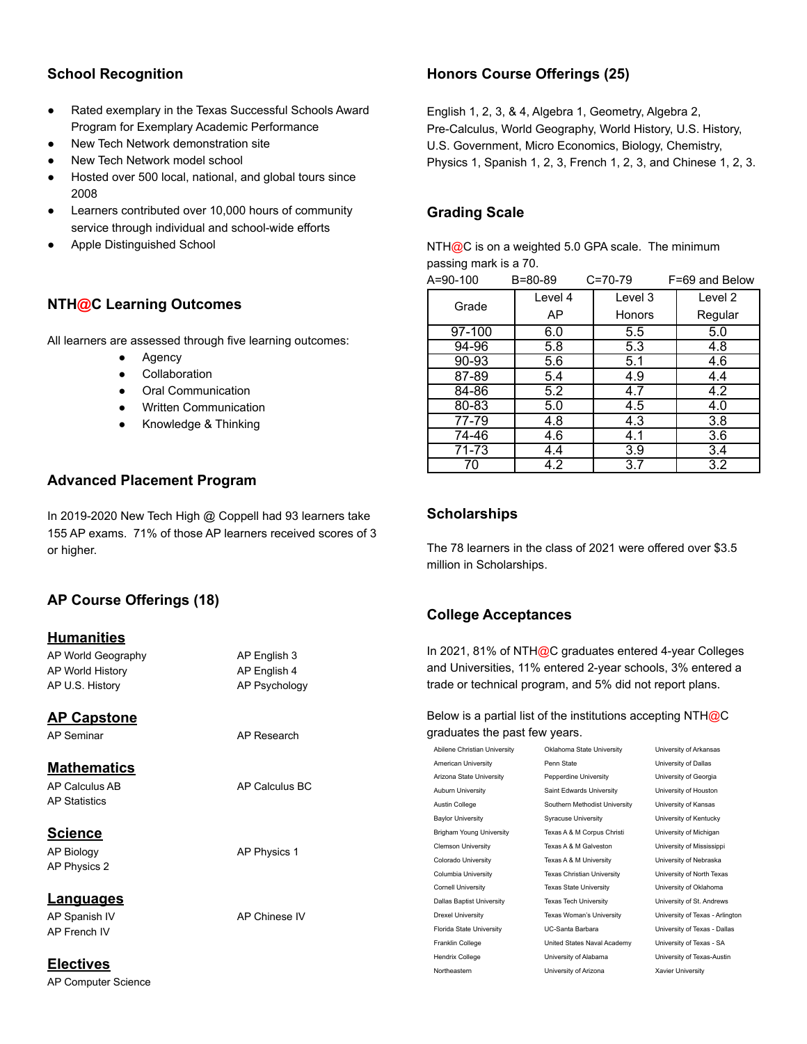## School Recognition

- Rated exemplary in the Texas Successful Schools Award Program for Exemplary Academic Performance
- New Tech Network demonstration site
- New Tech Network model school
- Hosted over 500 local, national, and global tours since 2008
- Learners contributed over 10,000 hours of community service through individual and school-wide efforts
- Apple Distinguished School

## NTH@C Learning Outcomes

All learners are assessed through five learning outcomes:

- Agency
- Collaboration
- Oral Communication
- Written Communication
- Knowledge & Thinking

## Advanced Placement Program

In 2019-2020 New Tech High @ Coppell had 93 learners take 155 AP exams. 71% of those AP learners received scores of 3 or higher.

## AP Course Offerings (18)

### Humanities

AP World Geography
AP World History
AP U.S. History
AP English 3
AP English 4
AP Psychology

### AP Capstone

AP Seminar
AP Research

### Mathematics

AP Calculus AB
AP Statistics
AP Calculus BC

### Science

AP Biology
AP Physics 2
AP Physics 1

### Languages

AP Spanish IV
AP French IV
AP Chinese IV

### Electives

AP Computer Science

## Honors Course Offerings (25)

English 1, 2, 3, & 4, Algebra 1, Geometry, Algebra 2, Pre-Calculus, World Geography, World History, U.S. History, U.S. Government, Micro Economics, Biology, Chemistry, Physics 1, Spanish 1, 2, 3, French 1, 2, 3, and Chinese 1, 2, 3.

## Grading Scale

NTH@C is on a weighted 5.0 GPA scale. The minimum passing mark is a 70.

A=90-100 B=80-89 C=70-79 F=69 and Below

| Grade | Level 4 AP | Level 3 Honors | Level 2 Regular |
|---|---|---|---|
| 97-100 | 6.0 | 5.5 | 5.0 |
| 94-96 | 5.8 | 5.3 | 4.8 |
| 90-93 | 5.6 | 5.1 | 4.6 |
| 87-89 | 5.4 | 4.9 | 4.4 |
| 84-86 | 5.2 | 4.7 | 4.2 |
| 80-83 | 5.0 | 4.5 | 4.0 |
| 77-79 | 4.8 | 4.3 | 3.8 |
| 74-46 | 4.6 | 4.1 | 3.6 |
| 71-73 | 4.4 | 3.9 | 3.4 |
| 70 | 4.2 | 3.7 | 3.2 |

## Scholarships

The 78 learners in the class of 2021 were offered over $3.5 million in Scholarships.

## College Acceptances

In 2021, 81% of NTH@C graduates entered 4-year Colleges and Universities, 11% entered 2-year schools, 3% entered a trade or technical program, and 5% did not report plans.

Below is a partial list of the institutions accepting NTH@C graduates the past few years.

| | | |
|---|---|---|
| Abilene Christian University | Oklahoma State University | University of Arkansas |
| American University | Penn State | University of Dallas |
| Arizona State University | Pepperdine University | University of Georgia |
| Auburn University | Saint Edwards University | University of Houston |
| Austin College | Southern Methodist University | University of Kansas |
| Baylor University | Syracuse University | University of Kentucky |
| Brigham Young University | Texas A & M Corpus Christi | University of Michigan |
| Clemson University | Texas A & M Galveston | University of Mississippi |
| Colorado University | Texas A & M University | University of Nebraska |
| Columbia University | Texas Christian University | University of North Texas |
| Cornell University | Texas State University | University of Oklahoma |
| Dallas Baptist University | Texas Tech University | University of St. Andrews |
| Drexel University | Texas Woman's University | University of Texas - Arlington |
| Florida State University | UC-Santa Barbara | University of Texas - Dallas |
| Franklin College | United States Naval Academy | University of Texas - SA |
| Hendrix College | University of Alabama | University of Texas-Austin |
| Northeastern | University of Arizona | Xavier University |